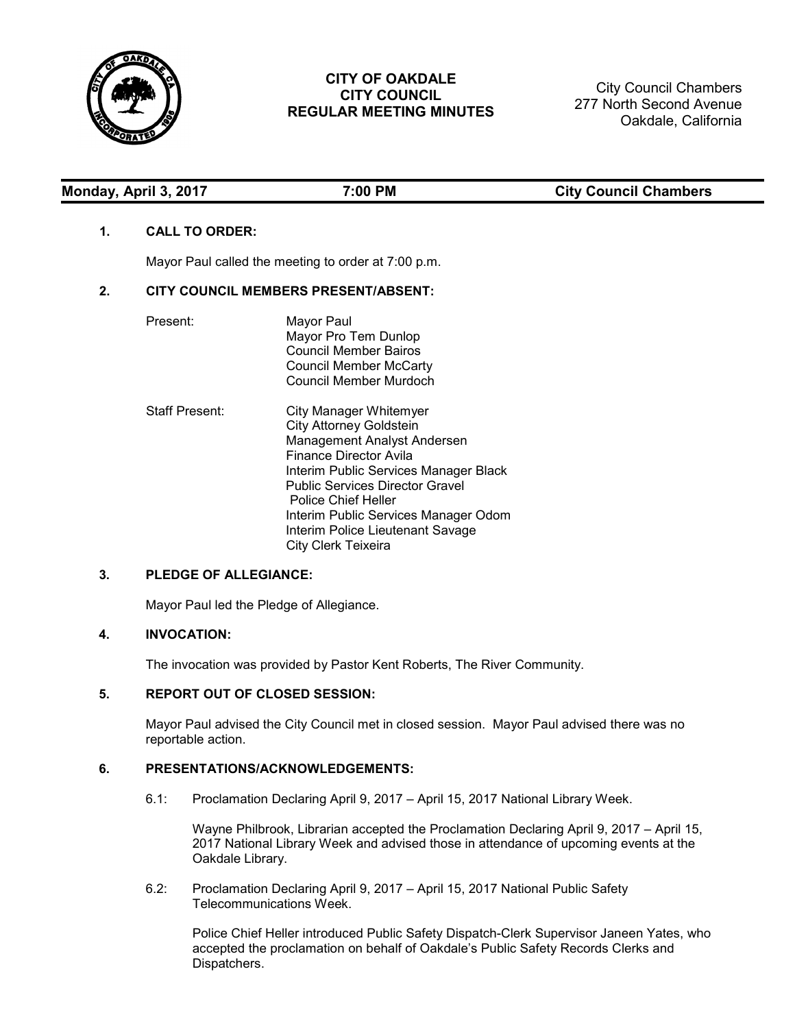# CITY OF OAKDALE
# CITY COUNCIL
# REGULAR MEETING MINUTES

City Council Chambers
277 North Second Avenue
Oakdale, California

**Monday, April 3, 2017** **7:00 PM** **City Council Chambers**

**1. CALL TO ORDER:**

Mayor Paul called the meeting to order at 7:00 p.m.

**2. CITY COUNCIL MEMBERS PRESENT/ABSENT:**

Present:
- Mayor Paul
- Mayor Pro Tem Dunlop
- Council Member Bairos
- Council Member McCarty
- Council Member Murdoch

Staff Present:
- City Manager Whitemyer
- City Attorney Goldstein
- Management Analyst Andersen
- Finance Director Avila
- Interim Public Services Manager Black
- Public Services Director Gravel
- Police Chief Heller
- Interim Public Services Manager Odom
- Interim Police Lieutenant Savage
- City Clerk Teixeira

**3. PLEDGE OF ALLEGIANCE:**

Mayor Paul led the Pledge of Allegiance.

**4. INVOCATION:**

The invocation was provided by Pastor Kent Roberts, The River Community.

**5. REPORT OUT OF CLOSED SESSION:**

Mayor Paul advised the City Council met in closed session. Mayor Paul advised there was no reportable action.

**6. PRESENTATIONS/ACKNOWLEDGEMENTS:**

6.1: Proclamation Declaring April 9, 2017 – April 15, 2017 National Library Week.

Wayne Philbrook, Librarian accepted the Proclamation Declaring April 9, 2017 – April 15, 2017 National Library Week and advised those in attendance of upcoming events at the Oakdale Library.

6.2: Proclamation Declaring April 9, 2017 – April 15, 2017 National Public Safety Telecommunications Week.

Police Chief Heller introduced Public Safety Dispatch-Clerk Supervisor Janeen Yates, who accepted the proclamation on behalf of Oakdale's Public Safety Records Clerks and Dispatchers.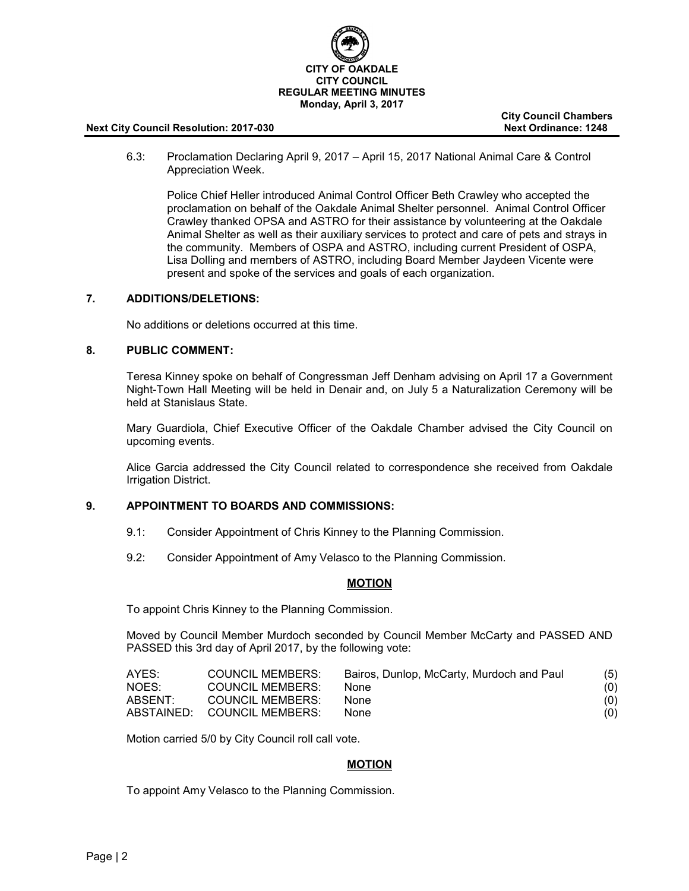6.3: Proclamation Declaring April 9, 2017 – April 15, 2017 National Animal Care & Control Appreciation Week.

Police Chief Heller introduced Animal Control Officer Beth Crawley who accepted the proclamation on behalf of the Oakdale Animal Shelter personnel. Animal Control Officer Crawley thanked OPSA and ASTRO for their assistance by volunteering at the Oakdale Animal Shelter as well as their auxiliary services to protect and care of pets and strays in the community. Members of OSPA and ASTRO, including current President of OSPA, Lisa Dolling and members of ASTRO, including Board Member Jaydeen Vicente were present and spoke of the services and goals of each organization.

## 7. ADDITIONS/DELETIONS:

No additions or deletions occurred at this time.

## 8. PUBLIC COMMENT:

Teresa Kinney spoke on behalf of Congressman Jeff Denham advising on April 17 a Government Night-Town Hall Meeting will be held in Denair and, on July 5 a Naturalization Ceremony will be held at Stanislaus State.

Mary Guardiola, Chief Executive Officer of the Oakdale Chamber advised the City Council on upcoming events.

Alice Garcia addressed the City Council related to correspondence she received from Oakdale Irrigation District.

## 9. APPOINTMENT TO BOARDS AND COMMISSIONS:

9.1: Consider Appointment of Chris Kinney to the Planning Commission.

9.2: Consider Appointment of Amy Velasco to the Planning Commission.

**MOTION**

To appoint Chris Kinney to the Planning Commission.

Moved by Council Member Murdoch seconded by Council Member McCarty and PASSED AND PASSED this 3rd day of April 2017, by the following vote:

| | | | |
|---|---|---|---|
| AYES: | COUNCIL MEMBERS: | Bairos, Dunlop, McCarty, Murdoch and Paul | (5) |
| NOES: | COUNCIL MEMBERS: | None | (0) |
| ABSENT: | COUNCIL MEMBERS: | None | (0) |
| ABSTAINED: | COUNCIL MEMBERS: | None | (0) |

Motion carried 5/0 by City Council roll call vote.

**MOTION**

To appoint Amy Velasco to the Planning Commission.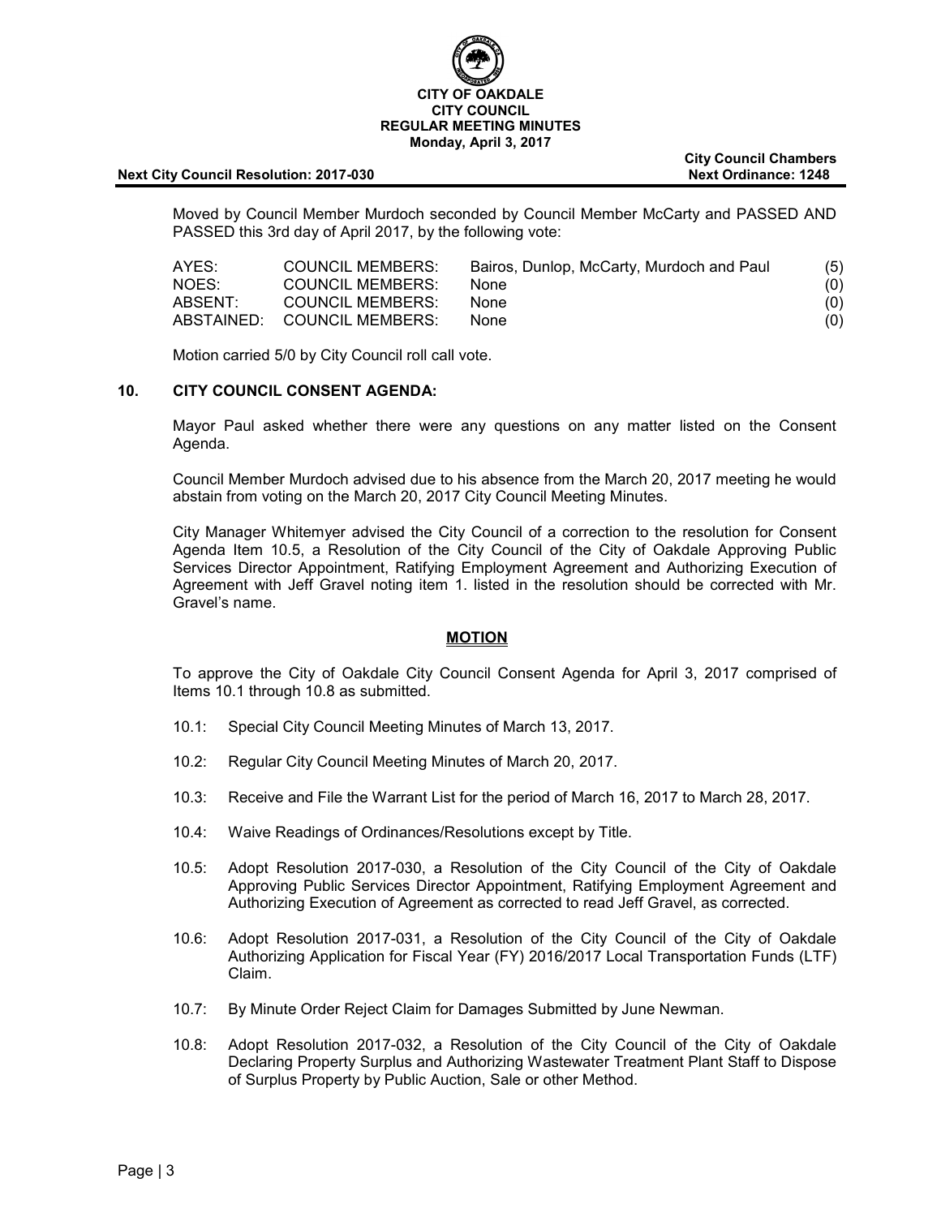Moved by Council Member Murdoch seconded by Council Member McCarty and PASSED AND PASSED this 3rd day of April 2017, by the following vote:

| | | | |
|---|---|---|---|
| AYES: | COUNCIL MEMBERS: | Bairos, Dunlop, McCarty, Murdoch and Paul | (5) |
| NOES: | COUNCIL MEMBERS: | None | (0) |
| ABSENT: | COUNCIL MEMBERS: | None | (0) |
| ABSTAINED: | COUNCIL MEMBERS: | None | (0) |

Motion carried 5/0 by City Council roll call vote.

## 10. CITY COUNCIL CONSENT AGENDA:

Mayor Paul asked whether there were any questions on any matter listed on the Consent Agenda.

Council Member Murdoch advised due to his absence from the March 20, 2017 meeting he would abstain from voting on the March 20, 2017 City Council Meeting Minutes.

City Manager Whitemyer advised the City Council of a correction to the resolution for Consent Agenda Item 10.5, a Resolution of the City Council of the City of Oakdale Approving Public Services Director Appointment, Ratifying Employment Agreement and Authorizing Execution of Agreement with Jeff Gravel noting item 1. listed in the resolution should be corrected with Mr. Gravel's name.

**MOTION**

To approve the City of Oakdale City Council Consent Agenda for April 3, 2017 comprised of Items 10.1 through 10.8 as submitted.

10.1: Special City Council Meeting Minutes of March 13, 2017.

10.2: Regular City Council Meeting Minutes of March 20, 2017.

10.3: Receive and File the Warrant List for the period of March 16, 2017 to March 28, 2017.

10.4: Waive Readings of Ordinances/Resolutions except by Title.

10.5: Adopt Resolution 2017-030, a Resolution of the City Council of the City of Oakdale Approving Public Services Director Appointment, Ratifying Employment Agreement and Authorizing Execution of Agreement as corrected to read Jeff Gravel, as corrected.

10.6: Adopt Resolution 2017-031, a Resolution of the City Council of the City of Oakdale Authorizing Application for Fiscal Year (FY) 2016/2017 Local Transportation Funds (LTF) Claim.

10.7: By Minute Order Reject Claim for Damages Submitted by June Newman.

10.8: Adopt Resolution 2017-032, a Resolution of the City Council of the City of Oakdale Declaring Property Surplus and Authorizing Wastewater Treatment Plant Staff to Dispose of Surplus Property by Public Auction, Sale or other Method.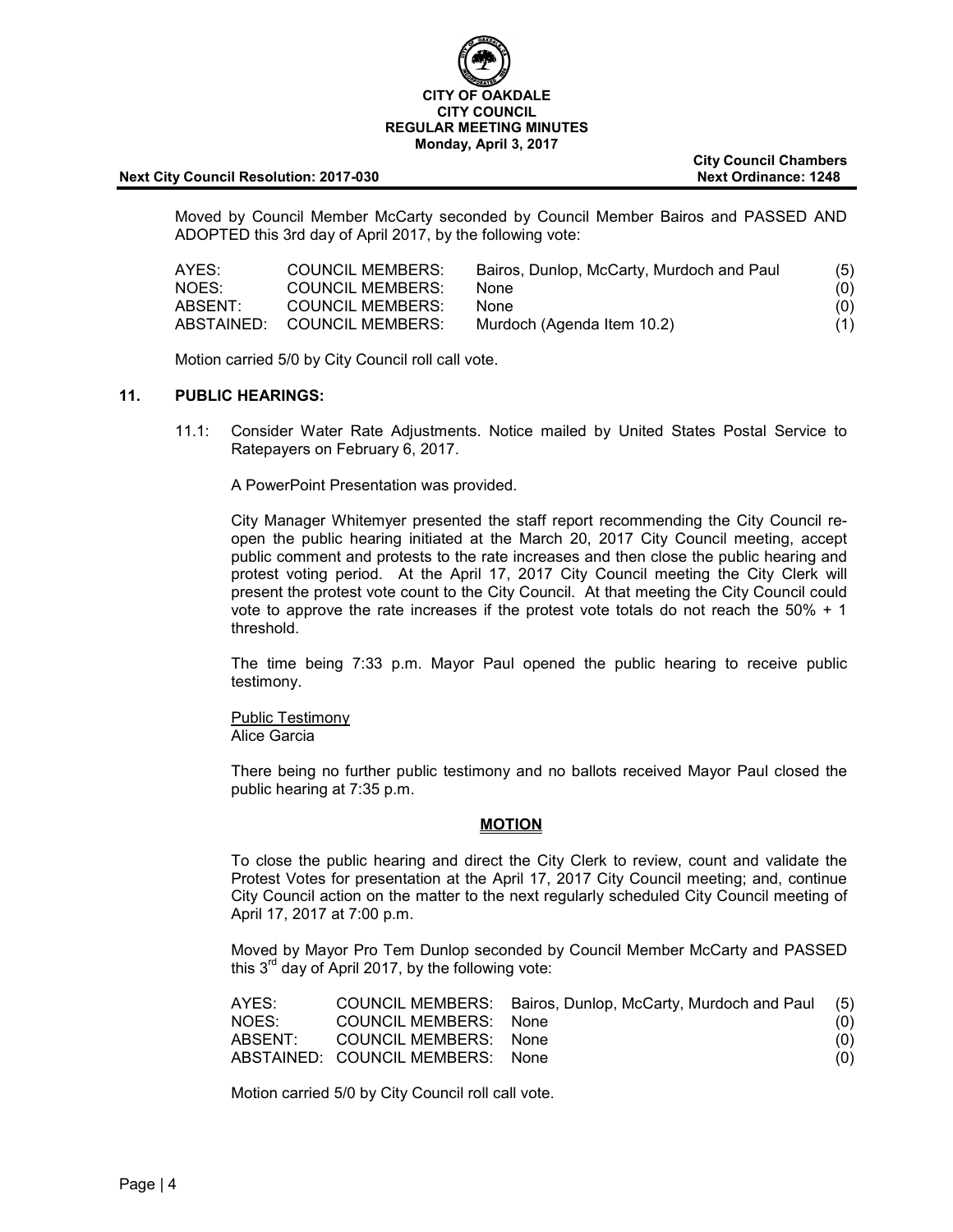Moved by Council Member McCarty seconded by Council Member Bairos and PASSED AND ADOPTED this 3rd day of April 2017, by the following vote:

| | | | |
|---|---|---|---|
| AYES: | COUNCIL MEMBERS: | Bairos, Dunlop, McCarty, Murdoch and Paul | (5) |
| NOES: | COUNCIL MEMBERS: | None | (0) |
| ABSENT: | COUNCIL MEMBERS: | None | (0) |
| ABSTAINED: | COUNCIL MEMBERS: | Murdoch (Agenda Item 10.2) | (1) |

Motion carried 5/0 by City Council roll call vote.

## 11. PUBLIC HEARINGS:

11.1: Consider Water Rate Adjustments. Notice mailed by United States Postal Service to Ratepayers on February 6, 2017.

A PowerPoint Presentation was provided.

City Manager Whitemyer presented the staff report recommending the City Council re-open the public hearing initiated at the March 20, 2017 City Council meeting, accept public comment and protests to the rate increases and then close the public hearing and protest voting period. At the April 17, 2017 City Council meeting the City Clerk will present the protest vote count to the City Council. At that meeting the City Council could vote to approve the rate increases if the protest vote totals do not reach the 50% + 1 threshold.

The time being 7:33 p.m. Mayor Paul opened the public hearing to receive public testimony.

Public Testimony
Alice Garcia

There being no further public testimony and no ballots received Mayor Paul closed the public hearing at 7:35 p.m.

**MOTION**

To close the public hearing and direct the City Clerk to review, count and validate the Protest Votes for presentation at the April 17, 2017 City Council meeting; and, continue City Council action on the matter to the next regularly scheduled City Council meeting of April 17, 2017 at 7:00 p.m.

Moved by Mayor Pro Tem Dunlop seconded by Council Member McCarty and PASSED this 3rd day of April 2017, by the following vote:

| | | | |
|---|---|---|---|
| AYES: | COUNCIL MEMBERS: | Bairos, Dunlop, McCarty, Murdoch and Paul | (5) |
| NOES: | COUNCIL MEMBERS: | None | (0) |
| ABSENT: | COUNCIL MEMBERS: | None | (0) |
| ABSTAINED: | COUNCIL MEMBERS: | None | (0) |

Motion carried 5/0 by City Council roll call vote.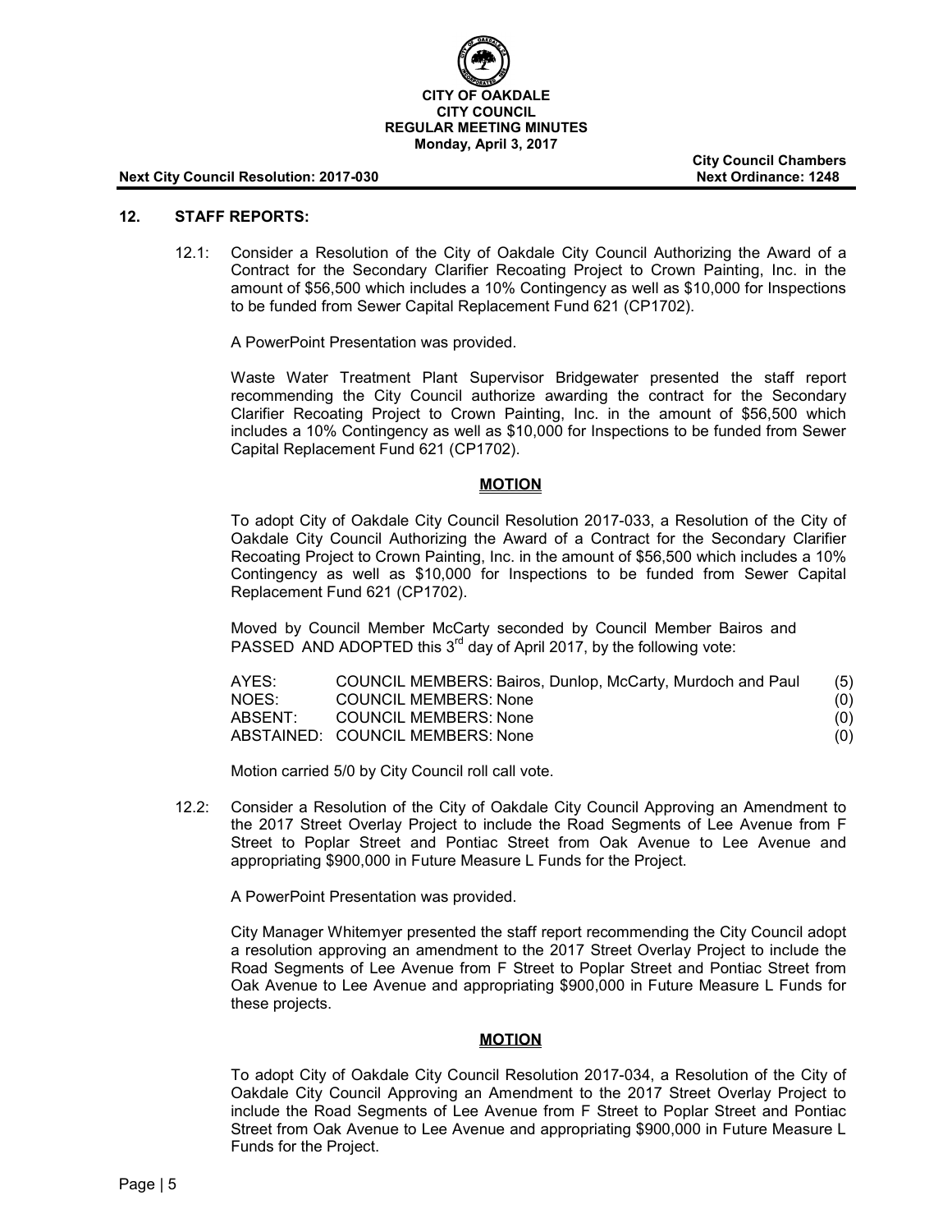## 12. STAFF REPORTS:

12.1: Consider a Resolution of the City of Oakdale City Council Authorizing the Award of a Contract for the Secondary Clarifier Recoating Project to Crown Painting, Inc. in the amount of $56,500 which includes a 10% Contingency as well as $10,000 for Inspections to be funded from Sewer Capital Replacement Fund 621 (CP1702).

A PowerPoint Presentation was provided.

Waste Water Treatment Plant Supervisor Bridgewater presented the staff report recommending the City Council authorize awarding the contract for the Secondary Clarifier Recoating Project to Crown Painting, Inc. in the amount of $56,500 which includes a 10% Contingency as well as $10,000 for Inspections to be funded from Sewer Capital Replacement Fund 621 (CP1702).

**MOTION**

To adopt City of Oakdale City Council Resolution 2017-033, a Resolution of the City of Oakdale City Council Authorizing the Award of a Contract for the Secondary Clarifier Recoating Project to Crown Painting, Inc. in the amount of $56,500 which includes a 10% Contingency as well as $10,000 for Inspections to be funded from Sewer Capital Replacement Fund 621 (CP1702).

Moved by Council Member McCarty seconded by Council Member Bairos and PASSED AND ADOPTED this 3rd day of April 2017, by the following vote:

| | | |
|---|---|---|
| AYES: | COUNCIL MEMBERS: Bairos, Dunlop, McCarty, Murdoch and Paul | (5) |
| NOES: | COUNCIL MEMBERS: None | (0) |
| ABSENT: | COUNCIL MEMBERS: None | (0) |
| ABSTAINED: | COUNCIL MEMBERS: None | (0) |

Motion carried 5/0 by City Council roll call vote.

12.2: Consider a Resolution of the City of Oakdale City Council Approving an Amendment to the 2017 Street Overlay Project to include the Road Segments of Lee Avenue from F Street to Poplar Street and Pontiac Street from Oak Avenue to Lee Avenue and appropriating $900,000 in Future Measure L Funds for the Project.

A PowerPoint Presentation was provided.

City Manager Whitemyer presented the staff report recommending the City Council adopt a resolution approving an amendment to the 2017 Street Overlay Project to include the Road Segments of Lee Avenue from F Street to Poplar Street and Pontiac Street from Oak Avenue to Lee Avenue and appropriating $900,000 in Future Measure L Funds for these projects.

**MOTION**

To adopt City of Oakdale City Council Resolution 2017-034, a Resolution of the City of Oakdale City Council Approving an Amendment to the 2017 Street Overlay Project to include the Road Segments of Lee Avenue from F Street to Poplar Street and Pontiac Street from Oak Avenue to Lee Avenue and appropriating $900,000 in Future Measure L Funds for the Project.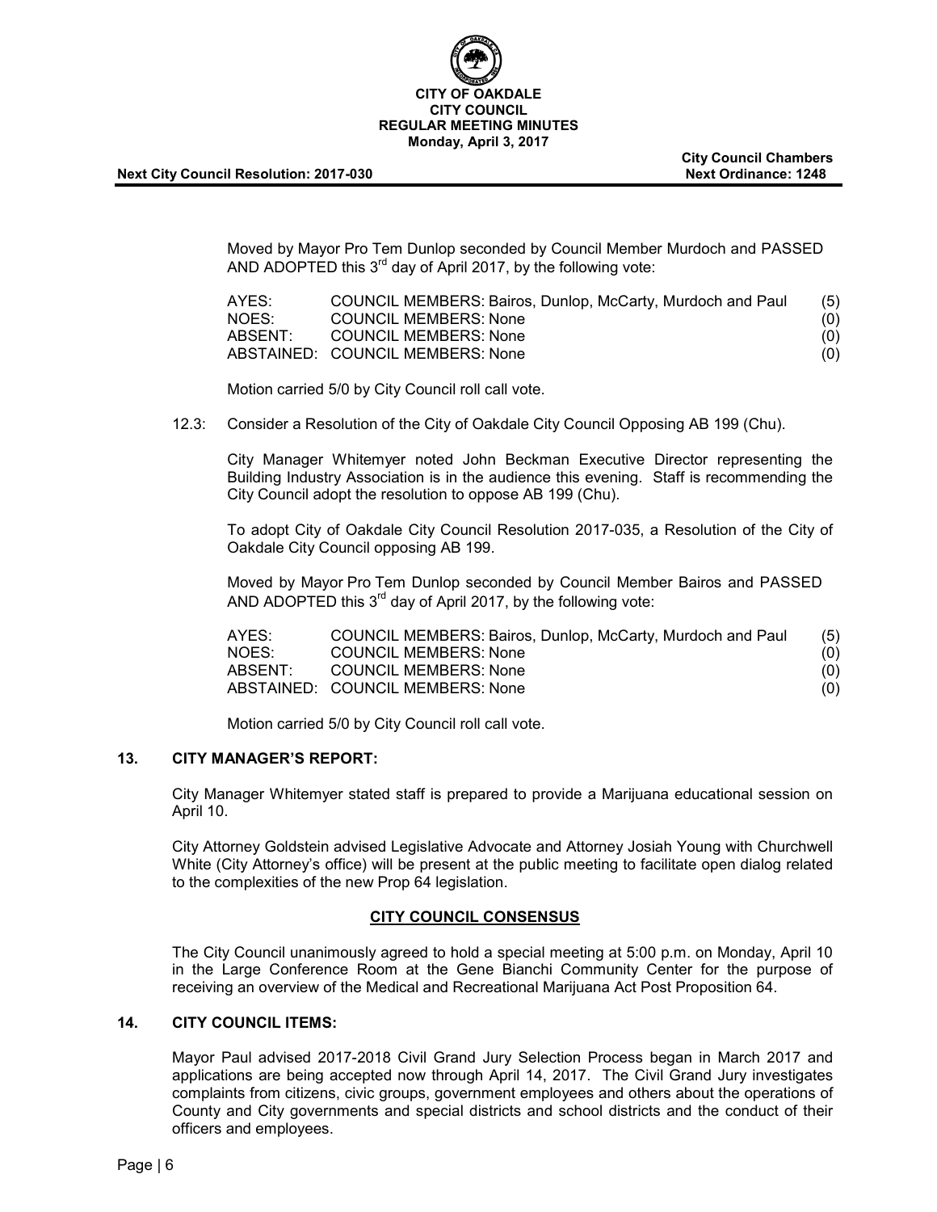Moved by Mayor Pro Tem Dunlop seconded by Council Member Murdoch and PASSED AND ADOPTED this 3rd day of April 2017, by the following vote:

| | | |
|---|---|---|
| AYES: | COUNCIL MEMBERS: Bairos, Dunlop, McCarty, Murdoch and Paul | (5) |
| NOES: | COUNCIL MEMBERS: None | (0) |
| ABSENT: | COUNCIL MEMBERS: None | (0) |
| ABSTAINED: | COUNCIL MEMBERS: None | (0) |

Motion carried 5/0 by City Council roll call vote.

12.3: Consider a Resolution of the City of Oakdale City Council Opposing AB 199 (Chu).

City Manager Whitemyer noted John Beckman Executive Director representing the Building Industry Association is in the audience this evening. Staff is recommending the City Council adopt the resolution to oppose AB 199 (Chu).

To adopt City of Oakdale City Council Resolution 2017-035, a Resolution of the City of Oakdale City Council opposing AB 199.

Moved by Mayor Pro Tem Dunlop seconded by Council Member Bairos and PASSED AND ADOPTED this 3rd day of April 2017, by the following vote:

| | | |
|---|---|---|
| AYES: | COUNCIL MEMBERS: Bairos, Dunlop, McCarty, Murdoch and Paul | (5) |
| NOES: | COUNCIL MEMBERS: None | (0) |
| ABSENT: | COUNCIL MEMBERS: None | (0) |
| ABSTAINED: | COUNCIL MEMBERS: None | (0) |

Motion carried 5/0 by City Council roll call vote.

## 13. CITY MANAGER'S REPORT:

City Manager Whitemyer stated staff is prepared to provide a Marijuana educational session on April 10.

City Attorney Goldstein advised Legislative Advocate and Attorney Josiah Young with Churchwell White (City Attorney's office) will be present at the public meeting to facilitate open dialog related to the complexities of the new Prop 64 legislation.

### CITY COUNCIL CONSENSUS

The City Council unanimously agreed to hold a special meeting at 5:00 p.m. on Monday, April 10 in the Large Conference Room at the Gene Bianchi Community Center for the purpose of receiving an overview of the Medical and Recreational Marijuana Act Post Proposition 64.

## 14. CITY COUNCIL ITEMS:

Mayor Paul advised 2017-2018 Civil Grand Jury Selection Process began in March 2017 and applications are being accepted now through April 14, 2017. The Civil Grand Jury investigates complaints from citizens, civic groups, government employees and others about the operations of County and City governments and special districts and school districts and the conduct of their officers and employees.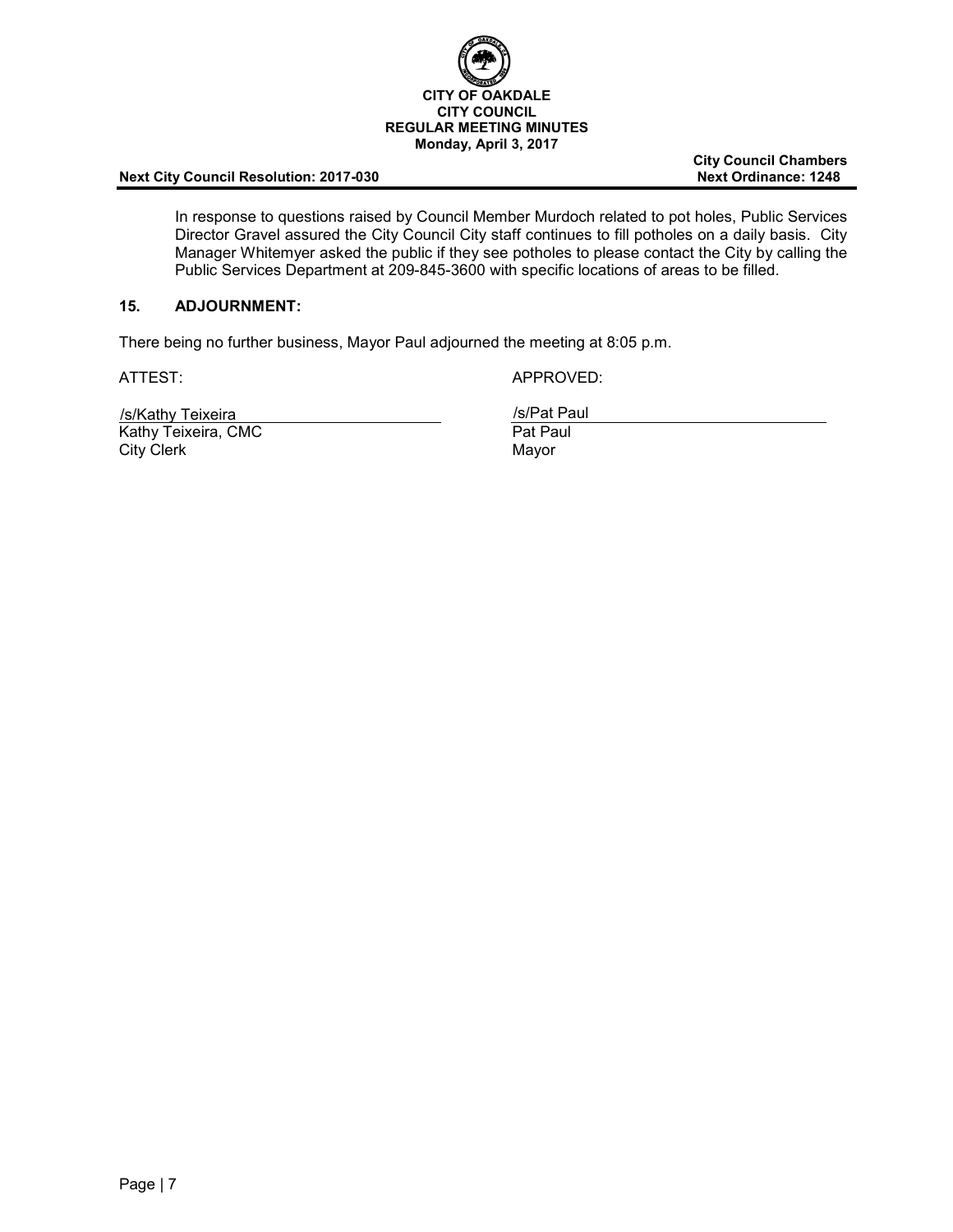In response to questions raised by Council Member Murdoch related to pot holes, Public Services Director Gravel assured the City Council City staff continues to fill potholes on a daily basis. City Manager Whitemyer asked the public if they see potholes to please contact the City by calling the Public Services Department at 209-845-3600 with specific locations of areas to be filled.

## 15. ADJOURNMENT:

There being no further business, Mayor Paul adjourned the meeting at 8:05 p.m.

| | |
|---|---|
| ATTEST: | APPROVED: |
| /s/Kathy Teixeira | /s/Pat Paul |
| Kathy Teixeira, CMC | Pat Paul |
| City Clerk | Mayor |